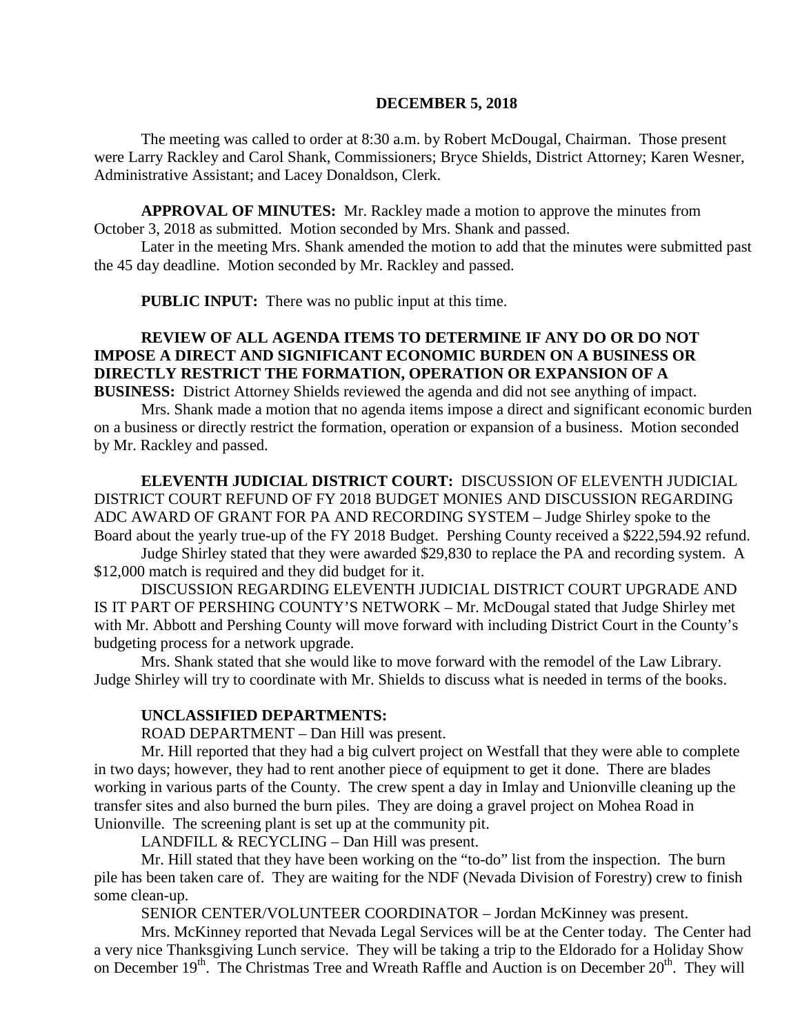**DECEMBER 5, 2018**

The meeting was called to order at 8:30 a.m. by Robert McDougal, Chairman. Those present were Larry Rackley and Carol Shank, Commissioners; Bryce Shields, District Attorney; Karen Wesner, Administrative Assistant; and Lacey Donaldson, Clerk.

**APPROVAL OF MINUTES:** Mr. Rackley made a motion to approve the minutes from October 3, 2018 as submitted. Motion seconded by Mrs. Shank and passed.

Later in the meeting Mrs. Shank amended the motion to add that the minutes were submitted past the 45 day deadline. Motion seconded by Mr. Rackley and passed.

**PUBLIC INPUT:** There was no public input at this time.

**REVIEW OF ALL AGENDA ITEMS TO DETERMINE IF ANY DO OR DO NOT IMPOSE A DIRECT AND SIGNIFICANT ECONOMIC BURDEN ON A BUSINESS OR DIRECTLY RESTRICT THE FORMATION, OPERATION OR EXPANSION OF A BUSINESS:** District Attorney Shields reviewed the agenda and did not see anything of impact.

Mrs. Shank made a motion that no agenda items impose a direct and significant economic burden on a business or directly restrict the formation, operation or expansion of a business. Motion seconded by Mr. Rackley and passed.

**ELEVENTH JUDICIAL DISTRICT COURT:** DISCUSSION OF ELEVENTH JUDICIAL DISTRICT COURT REFUND OF FY 2018 BUDGET MONIES AND DISCUSSION REGARDING ADC AWARD OF GRANT FOR PA AND RECORDING SYSTEM – Judge Shirley spoke to the Board about the yearly true-up of the FY 2018 Budget. Pershing County received a $222,594.92 refund.

Judge Shirley stated that they were awarded $29,830 to replace the PA and recording system. A $12,000 match is required and they did budget for it.

DISCUSSION REGARDING ELEVENTH JUDICIAL DISTRICT COURT UPGRADE AND IS IT PART OF PERSHING COUNTY'S NETWORK – Mr. McDougal stated that Judge Shirley met with Mr. Abbott and Pershing County will move forward with including District Court in the County's budgeting process for a network upgrade.

Mrs. Shank stated that she would like to move forward with the remodel of the Law Library. Judge Shirley will try to coordinate with Mr. Shields to discuss what is needed in terms of the books.

**UNCLASSIFIED DEPARTMENTS:**

ROAD DEPARTMENT – Dan Hill was present.

Mr. Hill reported that they had a big culvert project on Westfall that they were able to complete in two days; however, they had to rent another piece of equipment to get it done. There are blades working in various parts of the County. The crew spent a day in Imlay and Unionville cleaning up the transfer sites and also burned the burn piles. They are doing a gravel project on Mohea Road in Unionville. The screening plant is set up at the community pit.

LANDFILL & RECYCLING – Dan Hill was present.

Mr. Hill stated that they have been working on the "to-do" list from the inspection. The burn pile has been taken care of. They are waiting for the NDF (Nevada Division of Forestry) crew to finish some clean-up.

SENIOR CENTER/VOLUNTEER COORDINATOR – Jordan McKinney was present.

Mrs. McKinney reported that Nevada Legal Services will be at the Center today. The Center had a very nice Thanksgiving Lunch service. They will be taking a trip to the Eldorado for a Holiday Show on December 19th. The Christmas Tree and Wreath Raffle and Auction is on December 20th. They will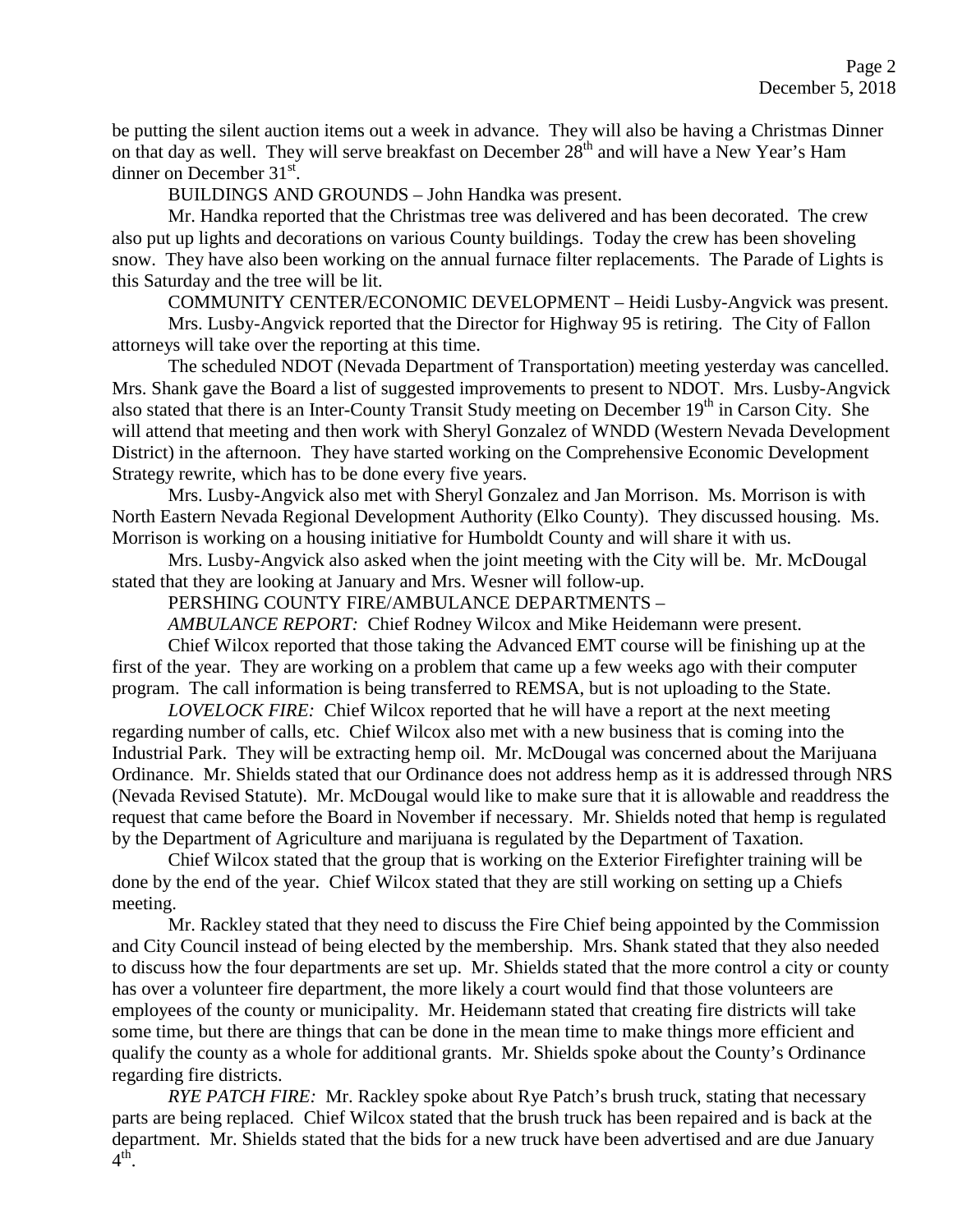be putting the silent auction items out a week in advance. They will also be having a Christmas Dinner on that day as well. They will serve breakfast on December 28th and will have a New Year's Ham dinner on December 31st.

BUILDINGS AND GROUNDS – John Handka was present.

Mr. Handka reported that the Christmas tree was delivered and has been decorated. The crew also put up lights and decorations on various County buildings. Today the crew has been shoveling snow. They have also been working on the annual furnace filter replacements. The Parade of Lights is this Saturday and the tree will be lit.

COMMUNITY CENTER/ECONOMIC DEVELOPMENT – Heidi Lusby-Angvick was present.

Mrs. Lusby-Angvick reported that the Director for Highway 95 is retiring. The City of Fallon attorneys will take over the reporting at this time.

The scheduled NDOT (Nevada Department of Transportation) meeting yesterday was cancelled. Mrs. Shank gave the Board a list of suggested improvements to present to NDOT. Mrs. Lusby-Angvick also stated that there is an Inter-County Transit Study meeting on December 19th in Carson City. She will attend that meeting and then work with Sheryl Gonzalez of WNDD (Western Nevada Development District) in the afternoon. They have started working on the Comprehensive Economic Development Strategy rewrite, which has to be done every five years.

Mrs. Lusby-Angvick also met with Sheryl Gonzalez and Jan Morrison. Ms. Morrison is with North Eastern Nevada Regional Development Authority (Elko County). They discussed housing. Ms. Morrison is working on a housing initiative for Humboldt County and will share it with us.

Mrs. Lusby-Angvick also asked when the joint meeting with the City will be. Mr. McDougal stated that they are looking at January and Mrs. Wesner will follow-up.

PERSHING COUNTY FIRE/AMBULANCE DEPARTMENTS –

*AMBULANCE REPORT:* Chief Rodney Wilcox and Mike Heidemann were present.

Chief Wilcox reported that those taking the Advanced EMT course will be finishing up at the first of the year. They are working on a problem that came up a few weeks ago with their computer program. The call information is being transferred to REMSA, but is not uploading to the State.

*LOVELOCK FIRE:* Chief Wilcox reported that he will have a report at the next meeting regarding number of calls, etc. Chief Wilcox also met with a new business that is coming into the Industrial Park. They will be extracting hemp oil. Mr. McDougal was concerned about the Marijuana Ordinance. Mr. Shields stated that our Ordinance does not address hemp as it is addressed through NRS (Nevada Revised Statute). Mr. McDougal would like to make sure that it is allowable and readdress the request that came before the Board in November if necessary. Mr. Shields noted that hemp is regulated by the Department of Agriculture and marijuana is regulated by the Department of Taxation.

Chief Wilcox stated that the group that is working on the Exterior Firefighter training will be done by the end of the year. Chief Wilcox stated that they are still working on setting up a Chiefs meeting.

Mr. Rackley stated that they need to discuss the Fire Chief being appointed by the Commission and City Council instead of being elected by the membership. Mrs. Shank stated that they also needed to discuss how the four departments are set up. Mr. Shields stated that the more control a city or county has over a volunteer fire department, the more likely a court would find that those volunteers are employees of the county or municipality. Mr. Heidemann stated that creating fire districts will take some time, but there are things that can be done in the mean time to make things more efficient and qualify the county as a whole for additional grants. Mr. Shields spoke about the County's Ordinance regarding fire districts.

*RYE PATCH FIRE:* Mr. Rackley spoke about Rye Patch's brush truck, stating that necessary parts are being replaced. Chief Wilcox stated that the brush truck has been repaired and is back at the department. Mr. Shields stated that the bids for a new truck have been advertised and are due January 4th.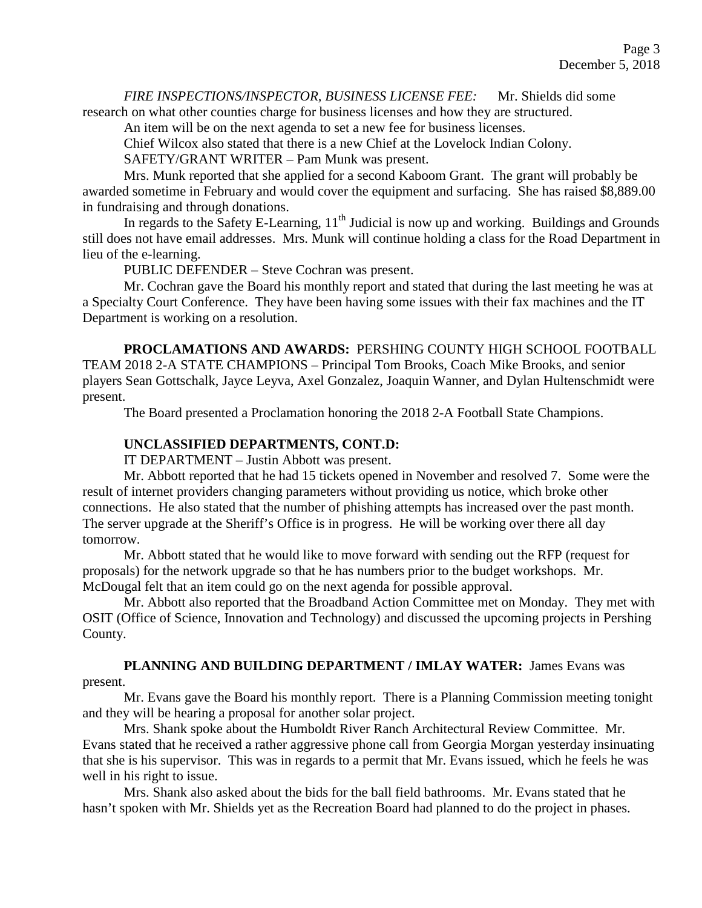*FIRE INSPECTIONS/INSPECTOR, BUSINESS LICENSE FEE:* Mr. Shields did some research on what other counties charge for business licenses and how they are structured.

An item will be on the next agenda to set a new fee for business licenses.

Chief Wilcox also stated that there is a new Chief at the Lovelock Indian Colony.

SAFETY/GRANT WRITER – Pam Munk was present.

Mrs. Munk reported that she applied for a second Kaboom Grant. The grant will probably be awarded sometime in February and would cover the equipment and surfacing. She has raised $8,889.00 in fundraising and through donations.

In regards to the Safety E-Learning, 11th Judicial is now up and working. Buildings and Grounds still does not have email addresses. Mrs. Munk will continue holding a class for the Road Department in lieu of the e-learning.

PUBLIC DEFENDER – Steve Cochran was present.

Mr. Cochran gave the Board his monthly report and stated that during the last meeting he was at a Specialty Court Conference. They have been having some issues with their fax machines and the IT Department is working on a resolution.

**PROCLAMATIONS AND AWARDS:** PERSHING COUNTY HIGH SCHOOL FOOTBALL TEAM 2018 2-A STATE CHAMPIONS – Principal Tom Brooks, Coach Mike Brooks, and senior players Sean Gottschalk, Jayce Leyva, Axel Gonzalez, Joaquin Wanner, and Dylan Hultenschmidt were present.

The Board presented a Proclamation honoring the 2018 2-A Football State Champions.

**UNCLASSIFIED DEPARTMENTS, CONT.D:**

IT DEPARTMENT – Justin Abbott was present.

Mr. Abbott reported that he had 15 tickets opened in November and resolved 7. Some were the result of internet providers changing parameters without providing us notice, which broke other connections. He also stated that the number of phishing attempts has increased over the past month. The server upgrade at the Sheriff's Office is in progress. He will be working over there all day tomorrow.

Mr. Abbott stated that he would like to move forward with sending out the RFP (request for proposals) for the network upgrade so that he has numbers prior to the budget workshops. Mr. McDougal felt that an item could go on the next agenda for possible approval.

Mr. Abbott also reported that the Broadband Action Committee met on Monday. They met with OSIT (Office of Science, Innovation and Technology) and discussed the upcoming projects in Pershing County.

**PLANNING AND BUILDING DEPARTMENT / IMLAY WATER:** James Evans was present.

Mr. Evans gave the Board his monthly report. There is a Planning Commission meeting tonight and they will be hearing a proposal for another solar project.

Mrs. Shank spoke about the Humboldt River Ranch Architectural Review Committee. Mr. Evans stated that he received a rather aggressive phone call from Georgia Morgan yesterday insinuating that she is his supervisor. This was in regards to a permit that Mr. Evans issued, which he feels he was well in his right to issue.

Mrs. Shank also asked about the bids for the ball field bathrooms. Mr. Evans stated that he hasn't spoken with Mr. Shields yet as the Recreation Board had planned to do the project in phases.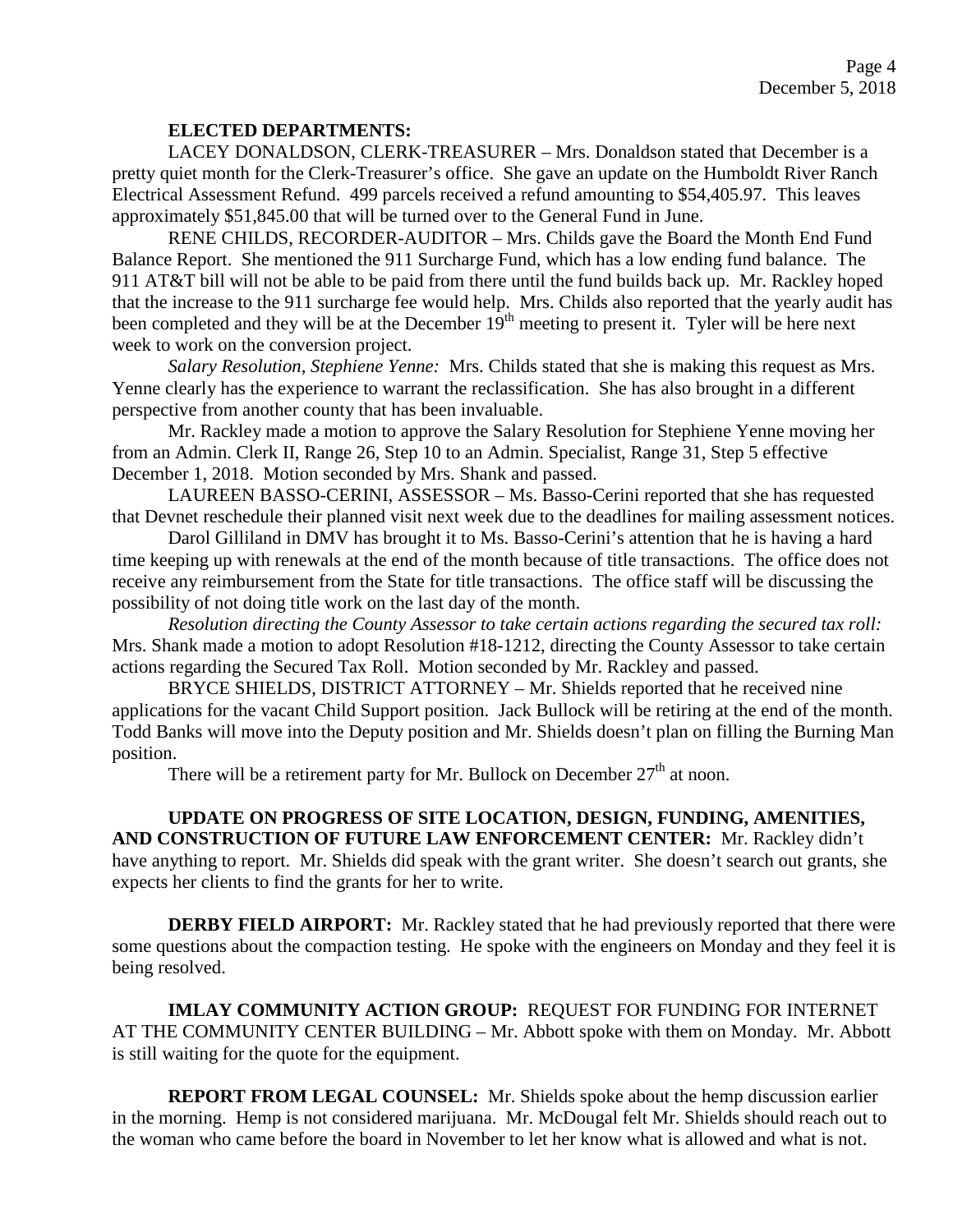**ELECTED DEPARTMENTS:**

LACEY DONALDSON, CLERK-TREASURER – Mrs. Donaldson stated that December is a pretty quiet month for the Clerk-Treasurer's office. She gave an update on the Humboldt River Ranch Electrical Assessment Refund. 499 parcels received a refund amounting to $54,405.97. This leaves approximately $51,845.00 that will be turned over to the General Fund in June.

RENE CHILDS, RECORDER-AUDITOR – Mrs. Childs gave the Board the Month End Fund Balance Report. She mentioned the 911 Surcharge Fund, which has a low ending fund balance. The 911 AT&T bill will not be able to be paid from there until the fund builds back up. Mr. Rackley hoped that the increase to the 911 surcharge fee would help. Mrs. Childs also reported that the yearly audit has been completed and they will be at the December 19th meeting to present it. Tyler will be here next week to work on the conversion project.

*Salary Resolution, Stephiene Yenne:* Mrs. Childs stated that she is making this request as Mrs. Yenne clearly has the experience to warrant the reclassification. She has also brought in a different perspective from another county that has been invaluable.

Mr. Rackley made a motion to approve the Salary Resolution for Stephiene Yenne moving her from an Admin. Clerk II, Range 26, Step 10 to an Admin. Specialist, Range 31, Step 5 effective December 1, 2018. Motion seconded by Mrs. Shank and passed.

LAUREEN BASSO-CERINI, ASSESSOR – Ms. Basso-Cerini reported that she has requested that Devnet reschedule their planned visit next week due to the deadlines for mailing assessment notices.

Darol Gilliland in DMV has brought it to Ms. Basso-Cerini's attention that he is having a hard time keeping up with renewals at the end of the month because of title transactions. The office does not receive any reimbursement from the State for title transactions. The office staff will be discussing the possibility of not doing title work on the last day of the month.

*Resolution directing the County Assessor to take certain actions regarding the secured tax roll:* Mrs. Shank made a motion to adopt Resolution #18-1212, directing the County Assessor to take certain actions regarding the Secured Tax Roll. Motion seconded by Mr. Rackley and passed.

BRYCE SHIELDS, DISTRICT ATTORNEY – Mr. Shields reported that he received nine applications for the vacant Child Support position. Jack Bullock will be retiring at the end of the month. Todd Banks will move into the Deputy position and Mr. Shields doesn't plan on filling the Burning Man position.

There will be a retirement party for Mr. Bullock on December 27th at noon.

**UPDATE ON PROGRESS OF SITE LOCATION, DESIGN, FUNDING, AMENITIES, AND CONSTRUCTION OF FUTURE LAW ENFORCEMENT CENTER:** Mr. Rackley didn't have anything to report. Mr. Shields did speak with the grant writer. She doesn't search out grants, she expects her clients to find the grants for her to write.

**DERBY FIELD AIRPORT:** Mr. Rackley stated that he had previously reported that there were some questions about the compaction testing. He spoke with the engineers on Monday and they feel it is being resolved.

**IMLAY COMMUNITY ACTION GROUP:** REQUEST FOR FUNDING FOR INTERNET AT THE COMMUNITY CENTER BUILDING – Mr. Abbott spoke with them on Monday. Mr. Abbott is still waiting for the quote for the equipment.

**REPORT FROM LEGAL COUNSEL:** Mr. Shields spoke about the hemp discussion earlier in the morning. Hemp is not considered marijuana. Mr. McDougal felt Mr. Shields should reach out to the woman who came before the board in November to let her know what is allowed and what is not.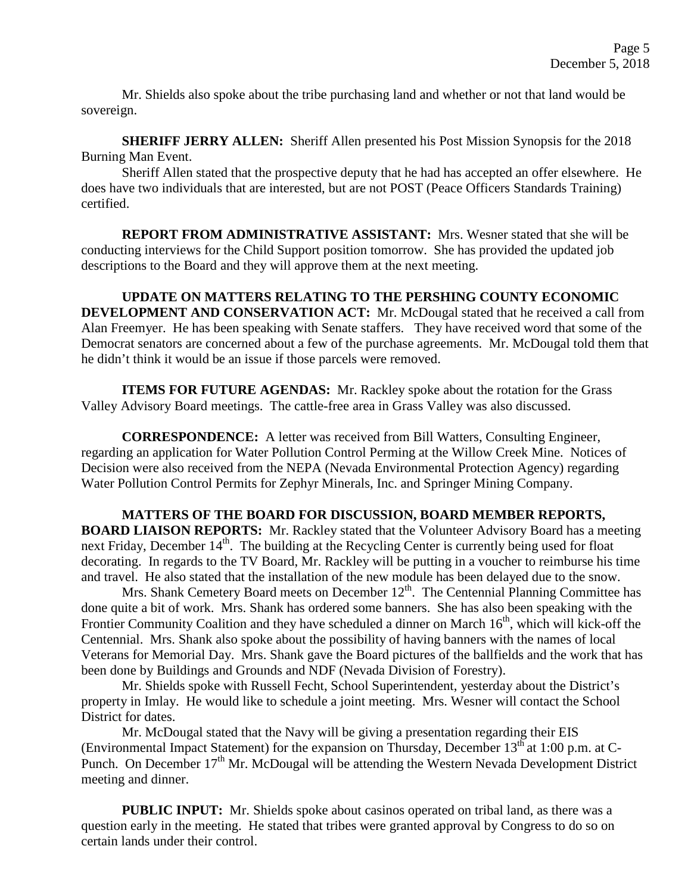Mr. Shields also spoke about the tribe purchasing land and whether or not that land would be sovereign.

**SHERIFF JERRY ALLEN:** Sheriff Allen presented his Post Mission Synopsis for the 2018 Burning Man Event.

Sheriff Allen stated that the prospective deputy that he had has accepted an offer elsewhere. He does have two individuals that are interested, but are not POST (Peace Officers Standards Training) certified.

**REPORT FROM ADMINISTRATIVE ASSISTANT:** Mrs. Wesner stated that she will be conducting interviews for the Child Support position tomorrow. She has provided the updated job descriptions to the Board and they will approve them at the next meeting.

**UPDATE ON MATTERS RELATING TO THE PERSHING COUNTY ECONOMIC DEVELOPMENT AND CONSERVATION ACT:** Mr. McDougal stated that he received a call from Alan Freemyer. He has been speaking with Senate staffers. They have received word that some of the Democrat senators are concerned about a few of the purchase agreements. Mr. McDougal told them that he didn't think it would be an issue if those parcels were removed.

**ITEMS FOR FUTURE AGENDAS:** Mr. Rackley spoke about the rotation for the Grass Valley Advisory Board meetings. The cattle-free area in Grass Valley was also discussed.

**CORRESPONDENCE:** A letter was received from Bill Watters, Consulting Engineer, regarding an application for Water Pollution Control Perming at the Willow Creek Mine. Notices of Decision were also received from the NEPA (Nevada Environmental Protection Agency) regarding Water Pollution Control Permits for Zephyr Minerals, Inc. and Springer Mining Company.

**MATTERS OF THE BOARD FOR DISCUSSION, BOARD MEMBER REPORTS, BOARD LIAISON REPORTS:** Mr. Rackley stated that the Volunteer Advisory Board has a meeting next Friday, December 14th. The building at the Recycling Center is currently being used for float decorating. In regards to the TV Board, Mr. Rackley will be putting in a voucher to reimburse his time and travel. He also stated that the installation of the new module has been delayed due to the snow.

Mrs. Shank Cemetery Board meets on December 12th. The Centennial Planning Committee has done quite a bit of work. Mrs. Shank has ordered some banners. She has also been speaking with the Frontier Community Coalition and they have scheduled a dinner on March 16th, which will kick-off the Centennial. Mrs. Shank also spoke about the possibility of having banners with the names of local Veterans for Memorial Day. Mrs. Shank gave the Board pictures of the ballfields and the work that has been done by Buildings and Grounds and NDF (Nevada Division of Forestry).

Mr. Shields spoke with Russell Fecht, School Superintendent, yesterday about the District's property in Imlay. He would like to schedule a joint meeting. Mrs. Wesner will contact the School District for dates.

Mr. McDougal stated that the Navy will be giving a presentation regarding their EIS (Environmental Impact Statement) for the expansion on Thursday, December 13th at 1:00 p.m. at C-Punch. On December 17th Mr. McDougal will be attending the Western Nevada Development District meeting and dinner.

**PUBLIC INPUT:** Mr. Shields spoke about casinos operated on tribal land, as there was a question early in the meeting. He stated that tribes were granted approval by Congress to do so on certain lands under their control.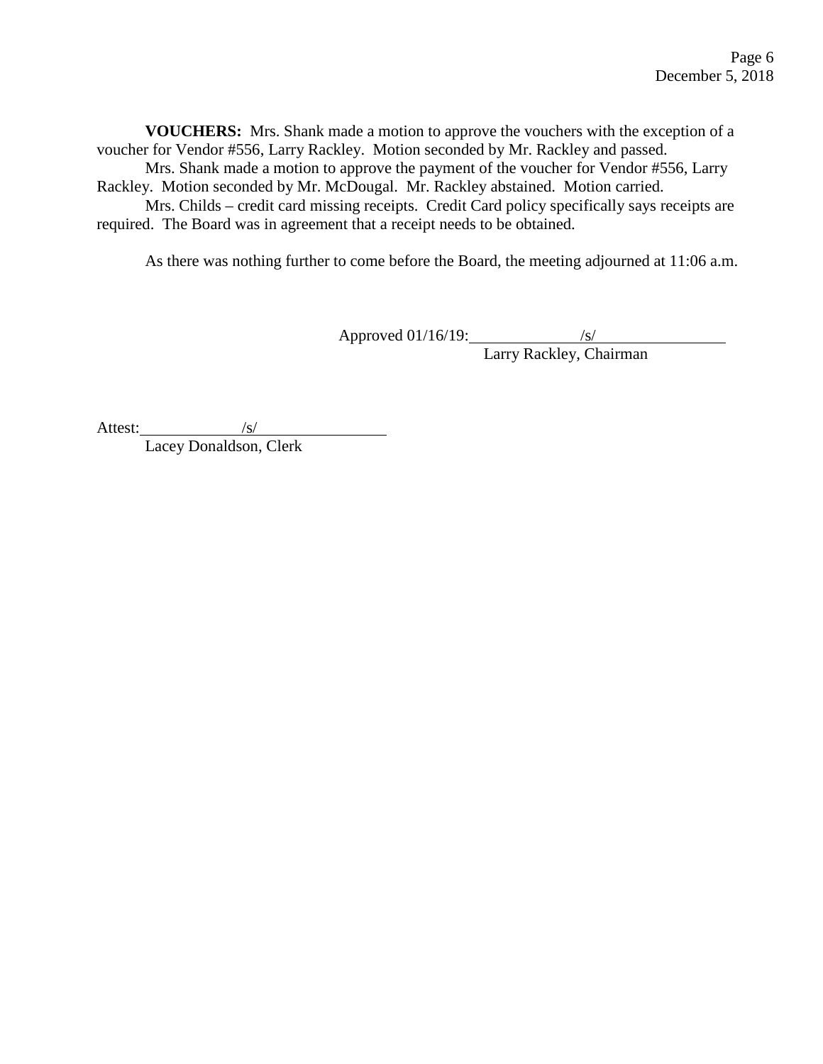**VOUCHERS:** Mrs. Shank made a motion to approve the vouchers with the exception of a voucher for Vendor #556, Larry Rackley. Motion seconded by Mr. Rackley and passed.

Mrs. Shank made a motion to approve the payment of the voucher for Vendor #556, Larry Rackley. Motion seconded by Mr. McDougal. Mr. Rackley abstained. Motion carried.

Mrs. Childs – credit card missing receipts. Credit Card policy specifically says receipts are required. The Board was in agreement that a receipt needs to be obtained.

As there was nothing further to come before the Board, the meeting adjourned at 11:06 a.m.

Approved 01/16/19: /s/
Larry Rackley, Chairman

Attest: /s/
Lacey Donaldson, Clerk